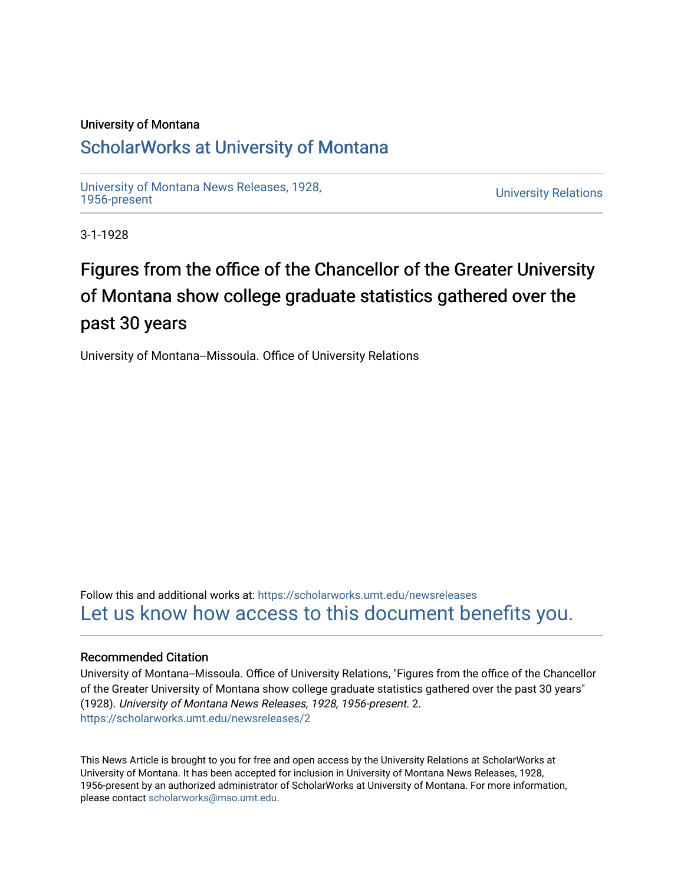University of Montana

# ScholarWorks at University of Montana

University of Montana News Releases, 1928, 1956-present

University Relations

3-1-1928

## Figures from the office of the Chancellor of the Greater University of Montana show college graduate statistics gathered over the past 30 years

University of Montana--Missoula. Office of University Relations

Follow this and additional works at: https://scholarworks.umt.edu/newsreleases

Let us know how access to this document benefits you.

### Recommended Citation

University of Montana--Missoula. Office of University Relations, "Figures from the office of the Chancellor of the Greater University of Montana show college graduate statistics gathered over the past 30 years" (1928). *University of Montana News Releases, 1928, 1956-present*. 2.
https://scholarworks.umt.edu/newsreleases/2

This News Article is brought to you for free and open access by the University Relations at ScholarWorks at University of Montana. It has been accepted for inclusion in University of Montana News Releases, 1928, 1956-present by an authorized administrator of ScholarWorks at University of Montana. For more information, please contact scholarworks@mso.umt.edu.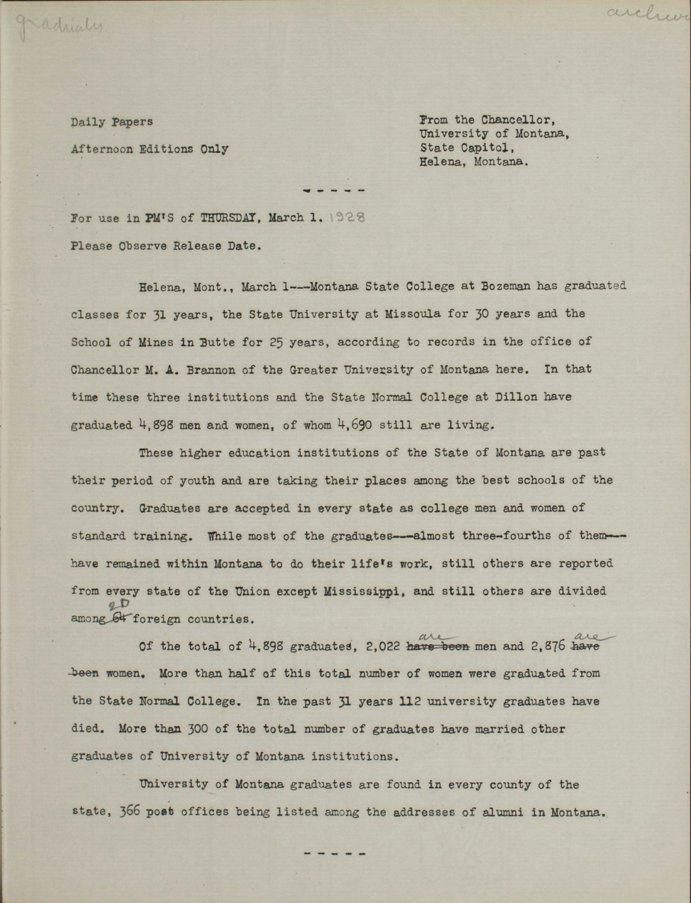graduates

archives

Daily Papers

Afternoon Editions Only

From the Chancellor,
University of Montana,
State Capitol,
Helena, Montana.

- - - - -

For use in PM'S of THURSDAY, March 1. 1928

Please Observe Release Date.

Helena, Mont., March 1---Montana State College at Bozeman has graduated classes for 31 years, the State University at Missoula for 30 years and the School of Mines in Butte for 25 years, according to records in the office of Chancellor M. A. Brannon of the Greater University of Montana here. In that time these three institutions and the State Normal College at Dillon have graduated 4,898 men and women, of whom 4,690 still are living.

These higher education institutions of the State of Montana are past their period of youth and are taking their places among the best schools of the country. Graduates are accepted in every state as college men and women of standard training. While most of the graduates---almost three-fourths of them--- have remained within Montana to do their life's work, still others are reported from every state of the Union except Mississippi, and still others are divided among 20 foreign countries.

Of the total of 4,898 graduates, 2,022 are men and 2,876 are women. More than half of this total number of women were graduated from the State Normal College. In the past 31 years 112 university graduates have died. More than 300 of the total number of graduates have married other graduates of University of Montana institutions.

University of Montana graduates are found in every county of the state, 366 post offices being listed among the addresses of alumni in Montana.

- - - - -